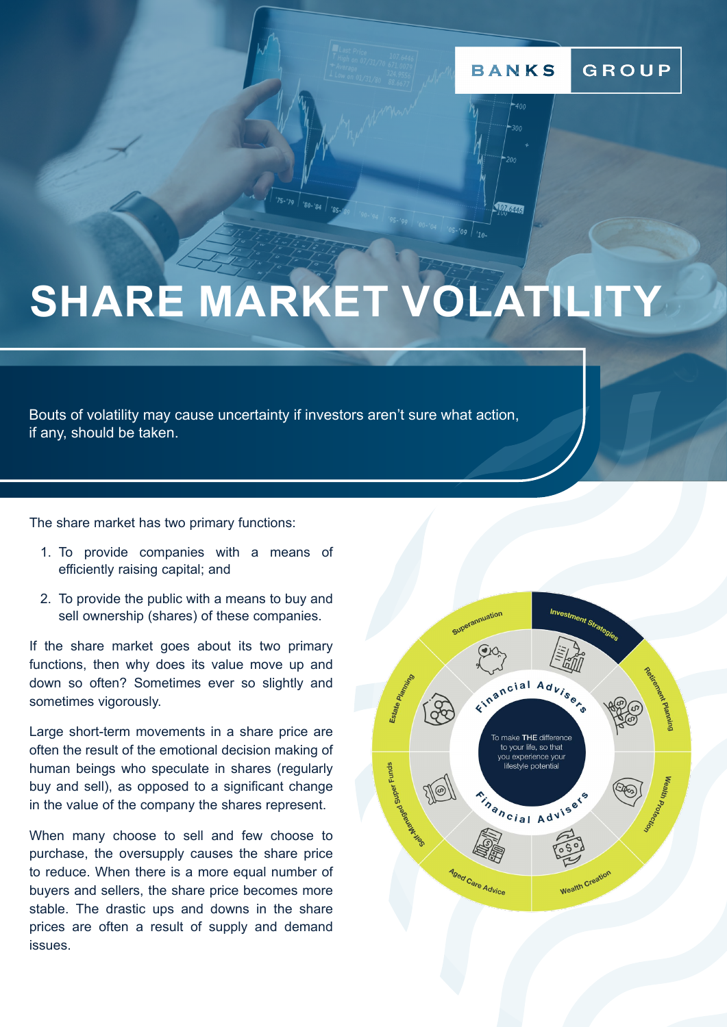BANKS GROUP

# SHARE MARKET VOLATILITY

Bouts of volatility may cause uncertainty if investors aren't sure what action, if any, should be taken.

The share market has two primary functions:

1. To provide companies with a means of efficiently raising capital; and
2. To provide the public with a means to buy and sell ownership (shares) of these companies.

If the share market goes about its two primary functions, then why does its value move up and down so often? Sometimes ever so slightly and sometimes vigorously.

Large short-term movements in a share price are often the result of the emotional decision making of human beings who speculate in shares (regularly buy and sell), as opposed to a significant change in the value of the company the shares represent.

When many choose to sell and few choose to purchase, the oversupply causes the share price to reduce. When there is a more equal number of buyers and sellers, the share price becomes more stable. The drastic ups and downs in the share prices are often a result of supply and demand issues.

Financial Advisers

To make **THE** difference to your life, so that you experience your lifestyle potential

Superannuation · Investment Strategies · Retirement Planning · Wealth Protection · Wealth Creation · Aged Care Advice · Self-Managed Super Funds · Estate Planning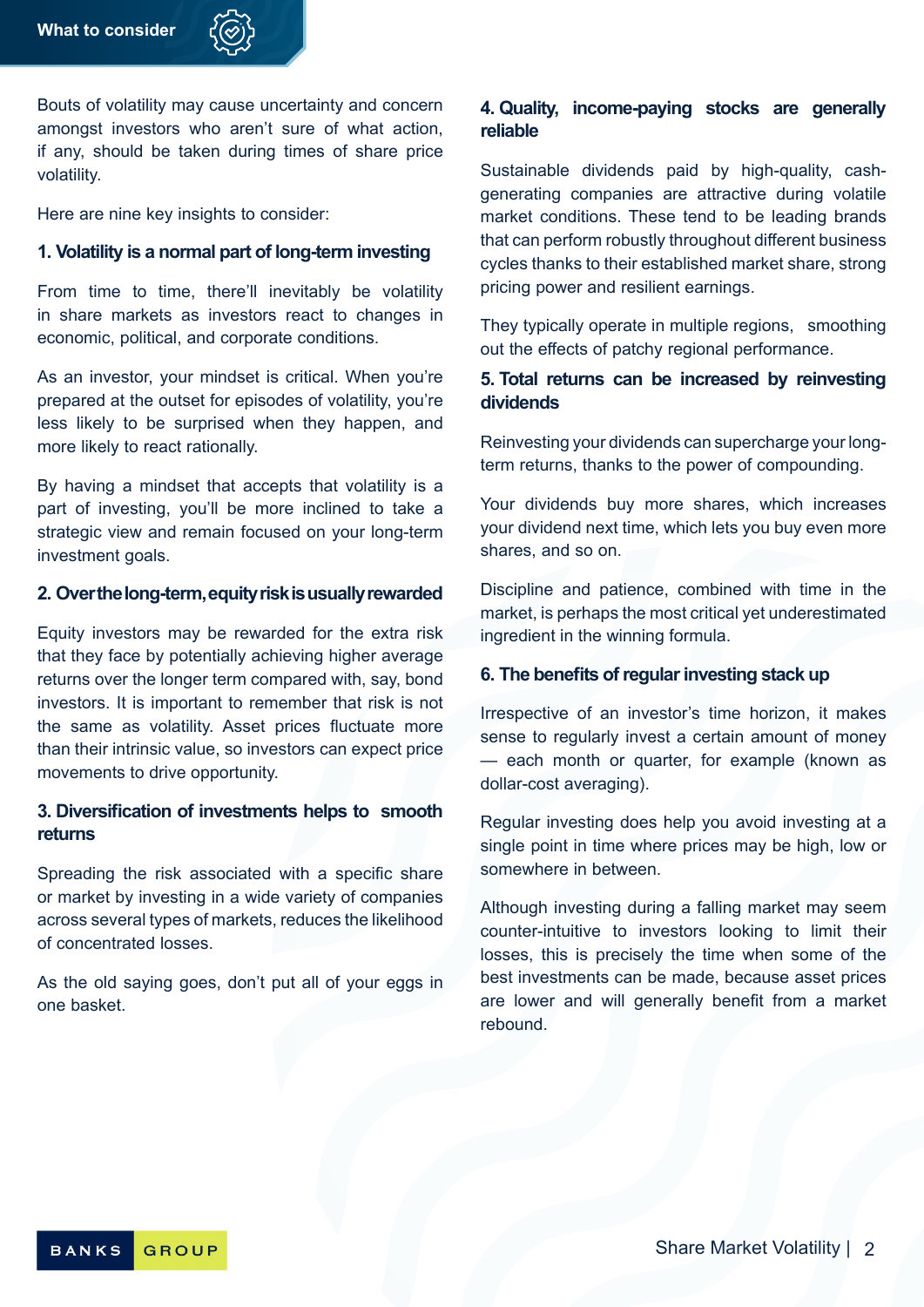## What to consider

Bouts of volatility may cause uncertainty and concern amongst investors who aren't sure of what action, if any, should be taken during times of share price volatility.

Here are nine key insights to consider:

### 1. Volatility is a normal part of long-term investing

From time to time, there'll inevitably be volatility in share markets as investors react to changes in economic, political, and corporate conditions.

As an investor, your mindset is critical. When you're prepared at the outset for episodes of volatility, you're less likely to be surprised when they happen, and more likely to react rationally.

By having a mindset that accepts that volatility is a part of investing, you'll be more inclined to take a strategic view and remain focused on your long-term investment goals.

### 2. Over the long-term, equity risk is usually rewarded

Equity investors may be rewarded for the extra risk that they face by potentially achieving higher average returns over the longer term compared with, say, bond investors. It is important to remember that risk is not the same as volatility. Asset prices fluctuate more than their intrinsic value, so investors can expect price movements to drive opportunity.

### 3. Diversification of investments helps to smooth returns

Spreading the risk associated with a specific share or market by investing in a wide variety of companies across several types of markets, reduces the likelihood of concentrated losses.

As the old saying goes, don't put all of your eggs in one basket.

### 4. Quality, income-paying stocks are generally reliable

Sustainable dividends paid by high-quality, cash-generating companies are attractive during volatile market conditions. These tend to be leading brands that can perform robustly throughout different business cycles thanks to their established market share, strong pricing power and resilient earnings.

They typically operate in multiple regions, smoothing out the effects of patchy regional performance.

### 5. Total returns can be increased by reinvesting dividends

Reinvesting your dividends can supercharge your long-term returns, thanks to the power of compounding.

Your dividends buy more shares, which increases your dividend next time, which lets you buy even more shares, and so on.

Discipline and patience, combined with time in the market, is perhaps the most critical yet underestimated ingredient in the winning formula.

### 6. The benefits of regular investing stack up

Irrespective of an investor's time horizon, it makes sense to regularly invest a certain amount of money — each month or quarter, for example (known as dollar-cost averaging).

Regular investing does help you avoid investing at a single point in time where prices may be high, low or somewhere in between.

Although investing during a falling market may seem counter-intuitive to investors looking to limit their losses, this is precisely the time when some of the best investments can be made, because asset prices are lower and will generally benefit from a market rebound.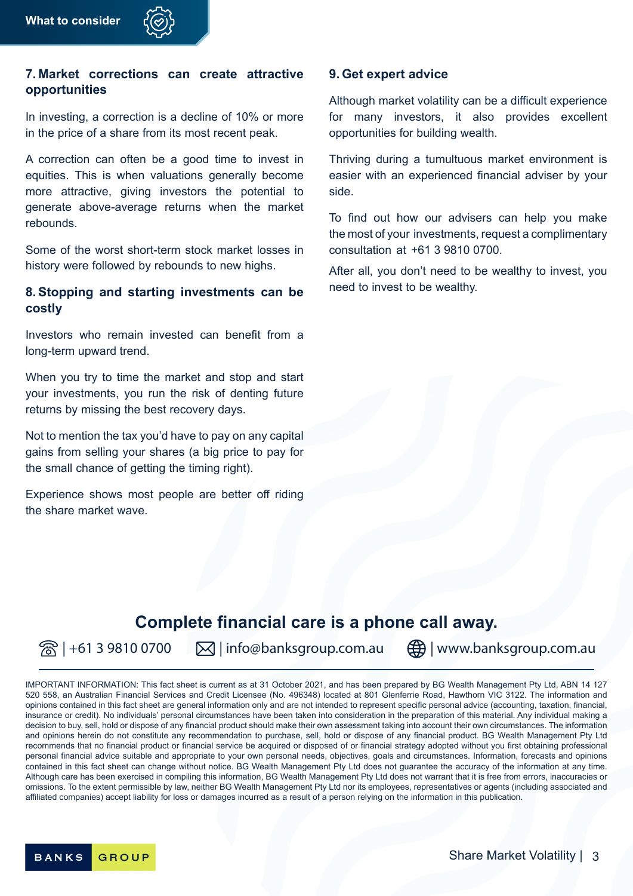What to consider

### 7. Market corrections can create attractive opportunities

In investing, a correction is a decline of 10% or more in the price of a share from its most recent peak.

A correction can often be a good time to invest in equities. This is when valuations generally become more attractive, giving investors the potential to generate above-average returns when the market rebounds.

Some of the worst short-term stock market losses in history were followed by rebounds to new highs.

### 8. Stopping and starting investments can be costly

Investors who remain invested can benefit from a long-term upward trend.

When you try to time the market and stop and start your investments, you run the risk of denting future returns by missing the best recovery days.

Not to mention the tax you'd have to pay on any capital gains from selling your shares (a big price to pay for the small chance of getting the timing right).

Experience shows most people are better off riding the share market wave.

### 9. Get expert advice

Although market volatility can be a difficult experience for many investors, it also provides excellent opportunities for building wealth.

Thriving during a tumultuous market environment is easier with an experienced financial adviser by your side.

To find out how our advisers can help you make the most of your investments, request a complimentary consultation at +61 3 9810 0700.

After all, you don't need to be wealthy to invest, you need to invest to be wealthy.

## Complete financial care is a phone call away.

| +61 3 9810 0700 | info@banksgroup.com.au | www.banksgroup.com.au

IMPORTANT INFORMATION: This fact sheet is current as at 31 October 2021, and has been prepared by BG Wealth Management Pty Ltd, ABN 14 127 520 558, an Australian Financial Services and Credit Licensee (No. 496348) located at 801 Glenferrie Road, Hawthorn VIC 3122. The information and opinions contained in this fact sheet are general information only and are not intended to represent specific personal advice (accounting, taxation, financial, insurance or credit). No individuals' personal circumstances have been taken into consideration in the preparation of this material. Any individual making a decision to buy, sell, hold or dispose of any financial product should make their own assessment taking into account their own circumstances. The information and opinions herein do not constitute any recommendation to purchase, sell, hold or dispose of any financial product. BG Wealth Management Pty Ltd recommends that no financial product or financial service be acquired or disposed of or financial strategy adopted without you first obtaining professional personal financial advice suitable and appropriate to your own personal needs, objectives, goals and circumstances. Information, forecasts and opinions contained in this fact sheet can change without notice. BG Wealth Management Pty Ltd does not guarantee the accuracy of the information at any time. Although care has been exercised in compiling this information, BG Wealth Management Pty Ltd does not warrant that it is free from errors, inaccuracies or omissions. To the extent permissible by law, neither BG Wealth Management Pty Ltd nor its employees, representatives or agents (including associated and affiliated companies) accept liability for loss or damages incurred as a result of a person relying on the information in this publication.

BANKS GROUP